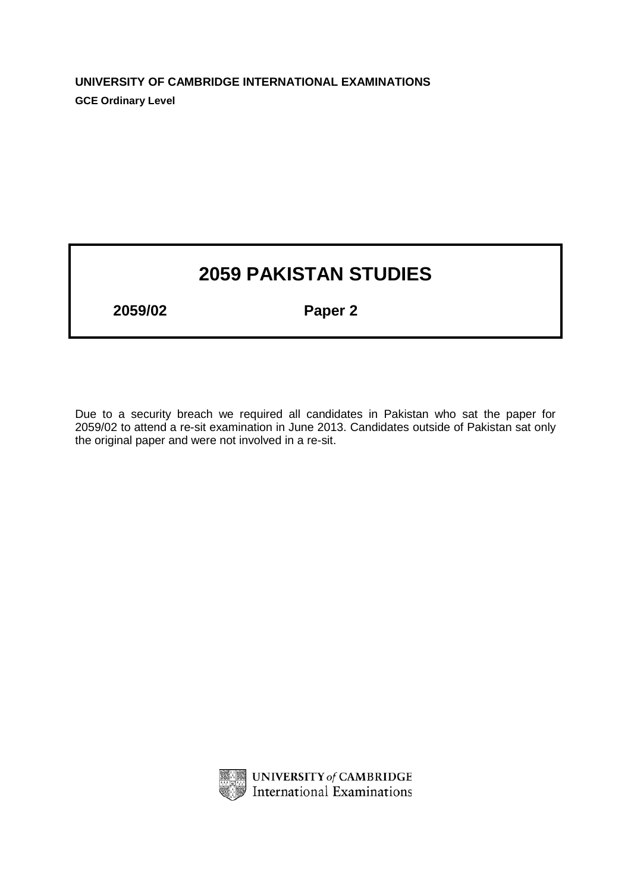**UNIVERSITY OF CAMBRIDGE INTERNATIONAL EXAMINATIONS**

**GCE Ordinary Level**

# 2059 PAKISTAN STUDIES

**2059/02** **Paper 2**

Due to a security breach we required all candidates in Pakistan who sat the paper for 2059/02 to attend a re-sit examination in June 2013. Candidates outside of Pakistan sat only the original paper and were not involved in a re-sit.

UNIVERSITY *of* CAMBRIDGE
International Examinations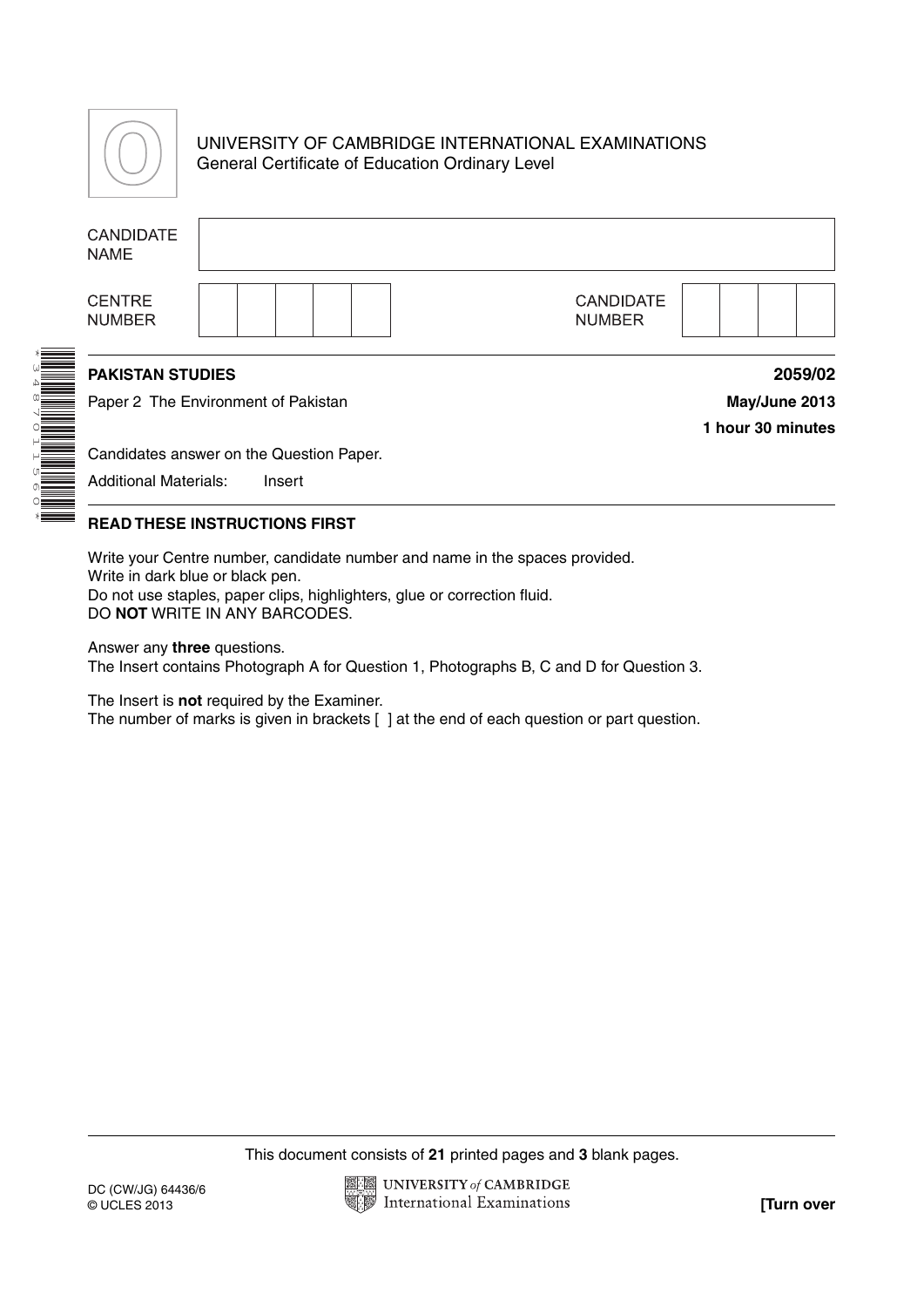UNIVERSITY OF CAMBRIDGE INTERNATIONAL EXAMINATIONS
General Certificate of Education Ordinary Level

| | | | |
|---|---|---|---|
| CANDIDATE NAME | | | |
| CENTRE NUMBER | | CANDIDATE NUMBER | |

**PAKISTAN STUDIES** **2059/02**

Paper 2 The Environment of Pakistan **May/June 2013**

**1 hour 30 minutes**

Candidates answer on the Question Paper.

Additional Materials: Insert

**READ THESE INSTRUCTIONS FIRST**

Write your Centre number, candidate number and name in the spaces provided.
Write in dark blue or black pen.
Do not use staples, paper clips, highlighters, glue or correction fluid.
DO **NOT** WRITE IN ANY BARCODES.

Answer any **three** questions.
The Insert contains Photograph A for Question 1, Photographs B, C and D for Question 3.

The Insert is **not** required by the Examiner.
The number of marks is given in brackets [ ] at the end of each question or part question.

This document consists of **21** printed pages and **3** blank pages.

DC (CW/JG) 64436/6
© UCLES 2013

**[Turn over**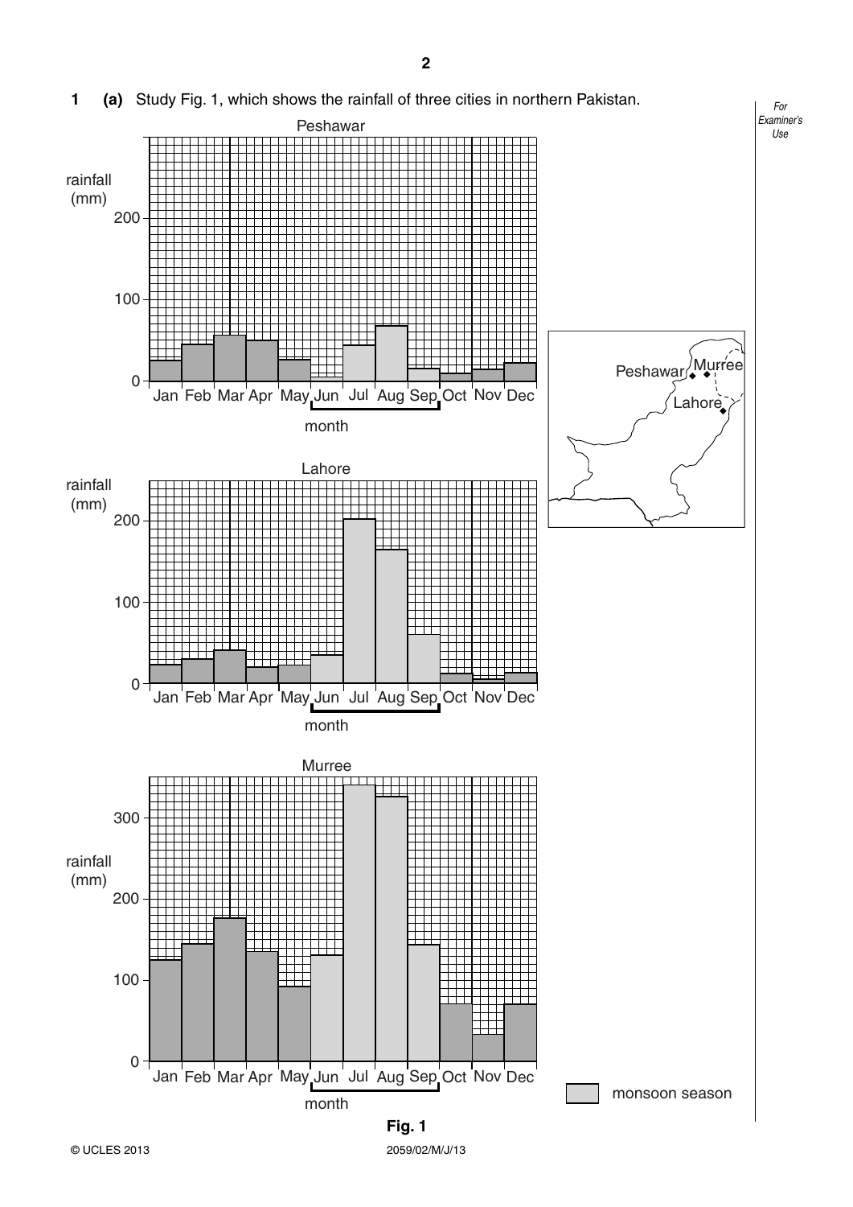1 (a) Study Fig. 1, which shows the rainfall of three cities in northern Pakistan.

Peshawar

rainfall (mm)

200

100

0

Jan Feb Mar Apr May Jun Jul Aug Sep Oct Nov Dec

month

Peshawar Murree

Lahore

Lahore

rainfall (mm)

200

100

0

Jan Feb Mar Apr May Jun Jul Aug Sep Oct Nov Dec

month

Murree

300

rainfall (mm)

200

100

0

Jan Feb Mar Apr May Jun Jul Aug Sep Oct Nov Dec

month

monsoon season

**Fig. 1**

© UCLES 2013 2059/02/M/J/13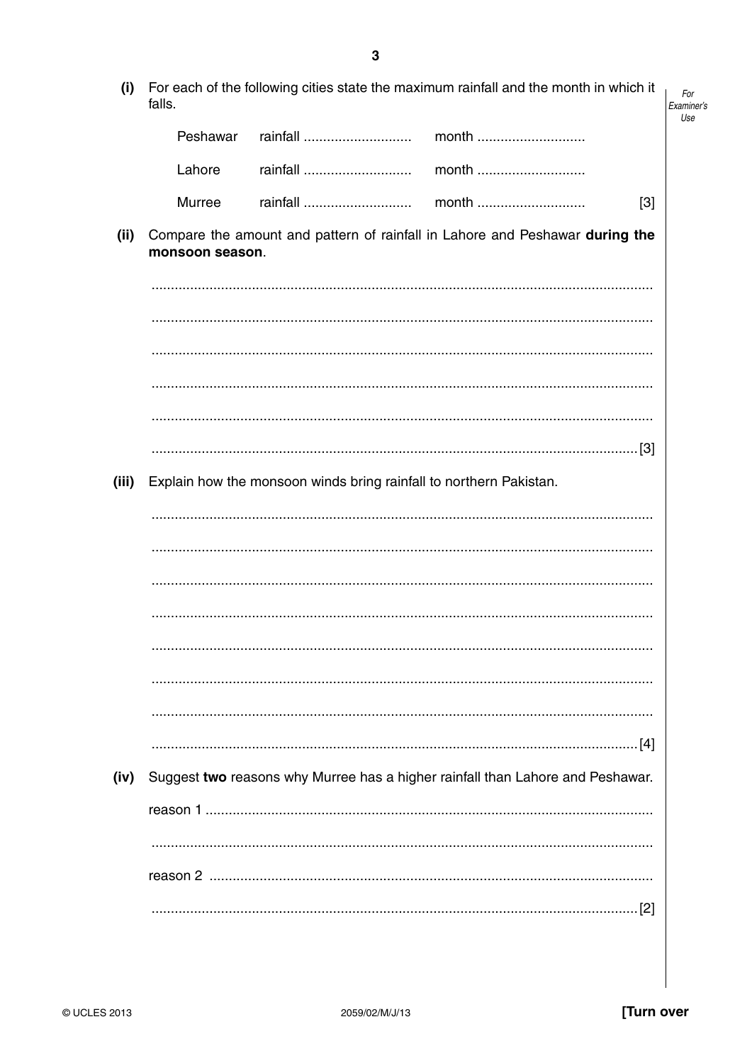**(i)** For each of the following cities state the maximum rainfall and the month in which it falls.

Peshawar rainfall ............................ month ............................

Lahore rainfall ............................ month ............................

Murree rainfall ............................ month ............................ [3]

**(ii)** Compare the amount and pattern of rainfall in Lahore and Peshawar **during the monsoon season**.

..........................................................................................................................................

..........................................................................................................................................

..........................................................................................................................................

..........................................................................................................................................

..........................................................................................................................................

..........................................................................................................................................[3]

**(iii)** Explain how the monsoon winds bring rainfall to northern Pakistan.

..........................................................................................................................................

..........................................................................................................................................

..........................................................................................................................................

..........................................................................................................................................

..........................................................................................................................................

..........................................................................................................................................

..........................................................................................................................................

..........................................................................................................................................[4]

**(iv)** Suggest **two** reasons why Murree has a higher rainfall than Lahore and Peshawar.

reason 1 ..............................................................................................................................

..........................................................................................................................................

reason 2 ..............................................................................................................................

..........................................................................................................................................[2]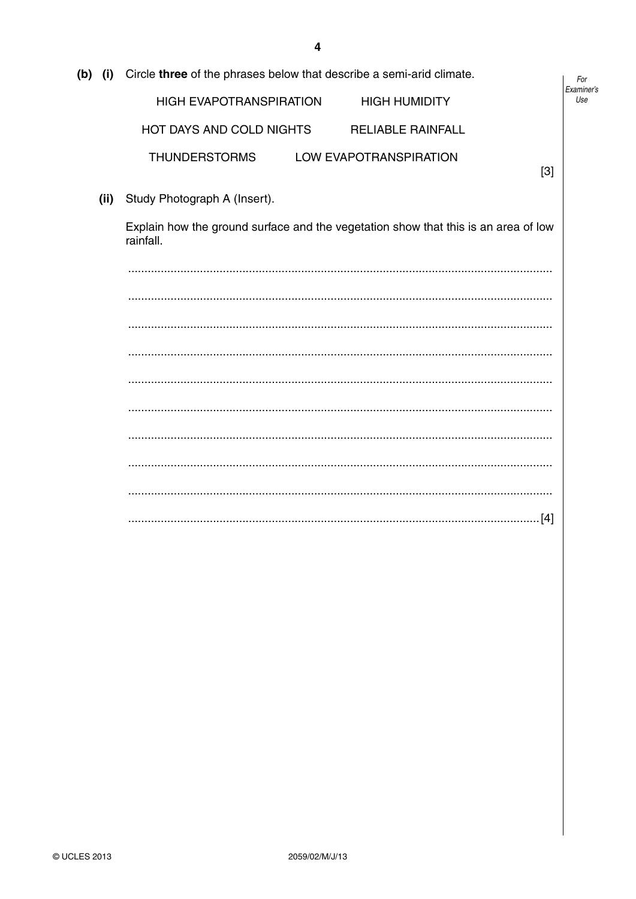(b) (i) Circle **three** of the phrases below that describe a semi-arid climate.

| | |
|---|---|
| HIGH EVAPOTRANSPIRATION | HIGH HUMIDITY |
| HOT DAYS AND COLD NIGHTS | RELIABLE RAINFALL |
| THUNDERSTORMS | LOW EVAPOTRANSPIRATION |

[3]

(ii) Study Photograph A (Insert).

Explain how the ground surface and the vegetation show that this is an area of low rainfall.

..........................................................................................................................................

..........................................................................................................................................

..........................................................................................................................................

..........................................................................................................................................

..........................................................................................................................................

..........................................................................................................................................

..........................................................................................................................................

..........................................................................................................................................

..........................................................................................................................................

..................................................................................................................................... [4]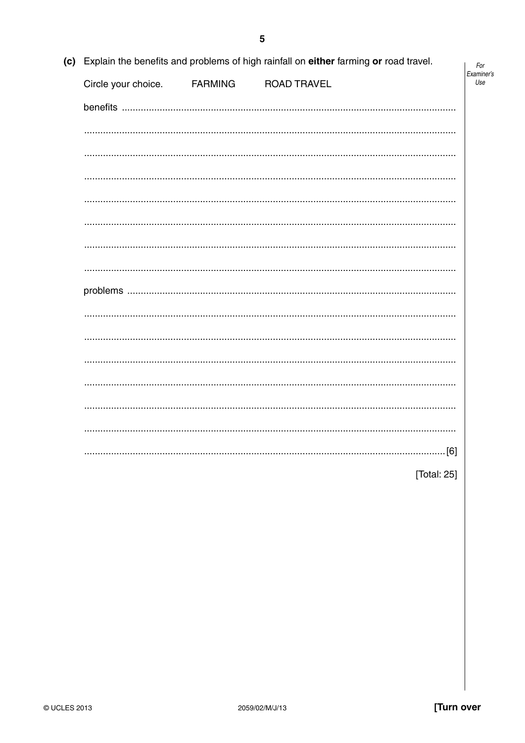**(c)** Explain the benefits and problems of high rainfall on **either** farming **or** road travel.

Circle your choice. FARMING ROAD TRAVEL

benefits ..........................................................................................................................

..........................................................................................................................................

..........................................................................................................................................

..........................................................................................................................................

..........................................................................................................................................

..........................................................................................................................................

..........................................................................................................................................

..........................................................................................................................................

problems ..........................................................................................................................

..........................................................................................................................................

..........................................................................................................................................

..........................................................................................................................................

..........................................................................................................................................

..........................................................................................................................................

..........................................................................................................................................

.................................................................................................................................... [6]

[Total: 25]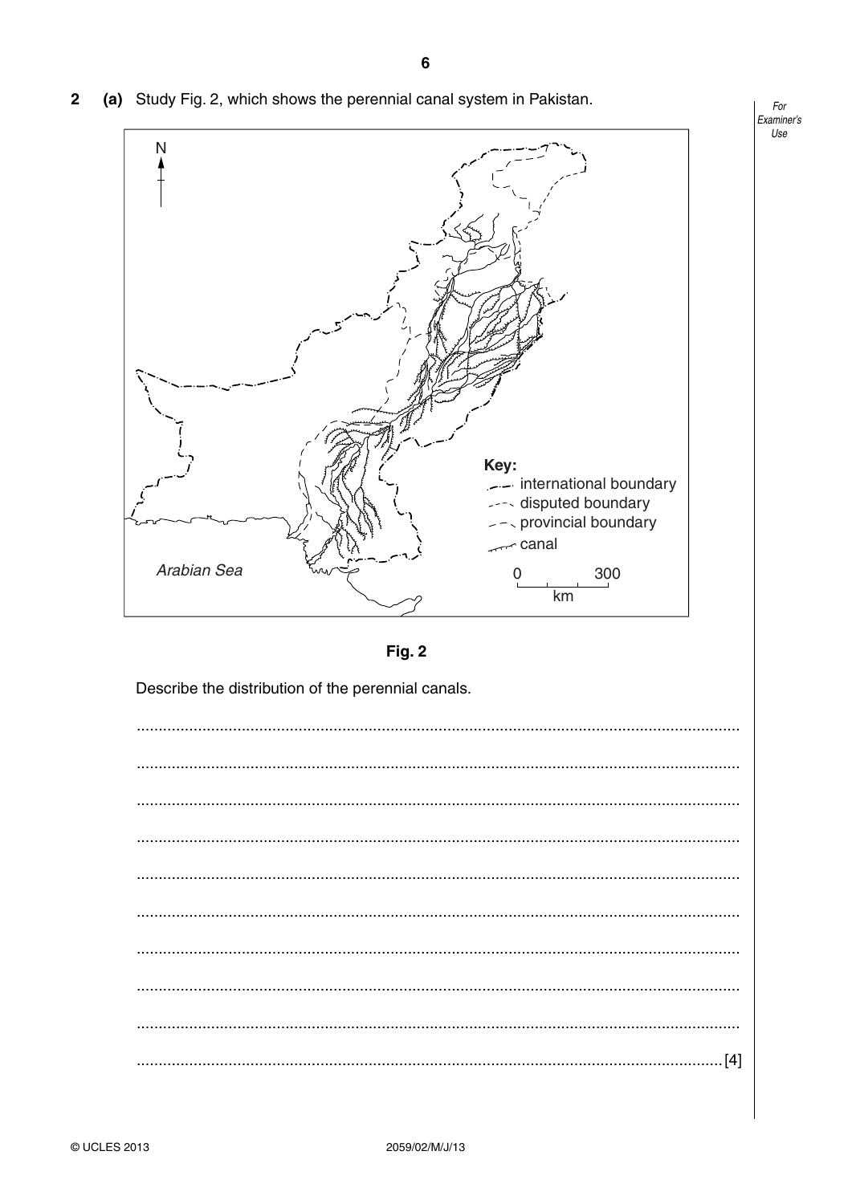**2 (a)** Study Fig. 2, which shows the perennial canal system in Pakistan.

N

Key:
international boundary
disputed boundary
provincial boundary
canal

Arabian Sea

0 300
km

Fig. 2

Describe the distribution of the perennial canals.

..........................................................................................................................................

..........................................................................................................................................

..........................................................................................................................................

..........................................................................................................................................

..........................................................................................................................................

..........................................................................................................................................

..........................................................................................................................................

..........................................................................................................................................

..........................................................................................................................................

.................................................................................................................................... [4]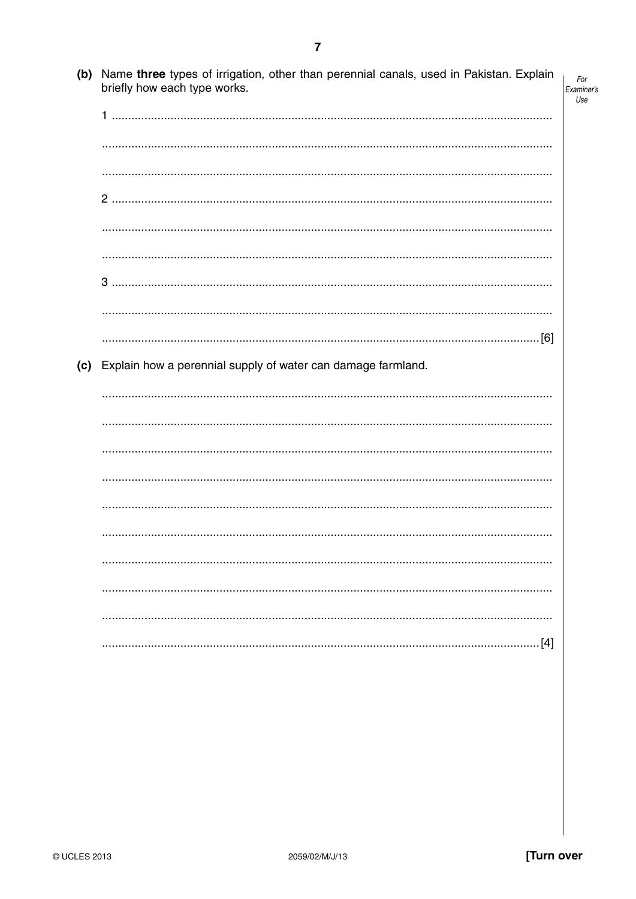(b) Name **three** types of irrigation, other than perennial canals, used in Pakistan. Explain briefly how each type works.

1 ..........................................................................................................................

..........................................................................................................................

..........................................................................................................................

2 ..........................................................................................................................

..........................................................................................................................

..........................................................................................................................

3 ..........................................................................................................................

..........................................................................................................................

..........................................................................................................................[6]

(c) Explain how a perennial supply of water can damage farmland.

..........................................................................................................................

..........................................................................................................................

..........................................................................................................................

..........................................................................................................................

..........................................................................................................................

..........................................................................................................................

..........................................................................................................................

..........................................................................................................................

..........................................................................................................................

..........................................................................................................................[4]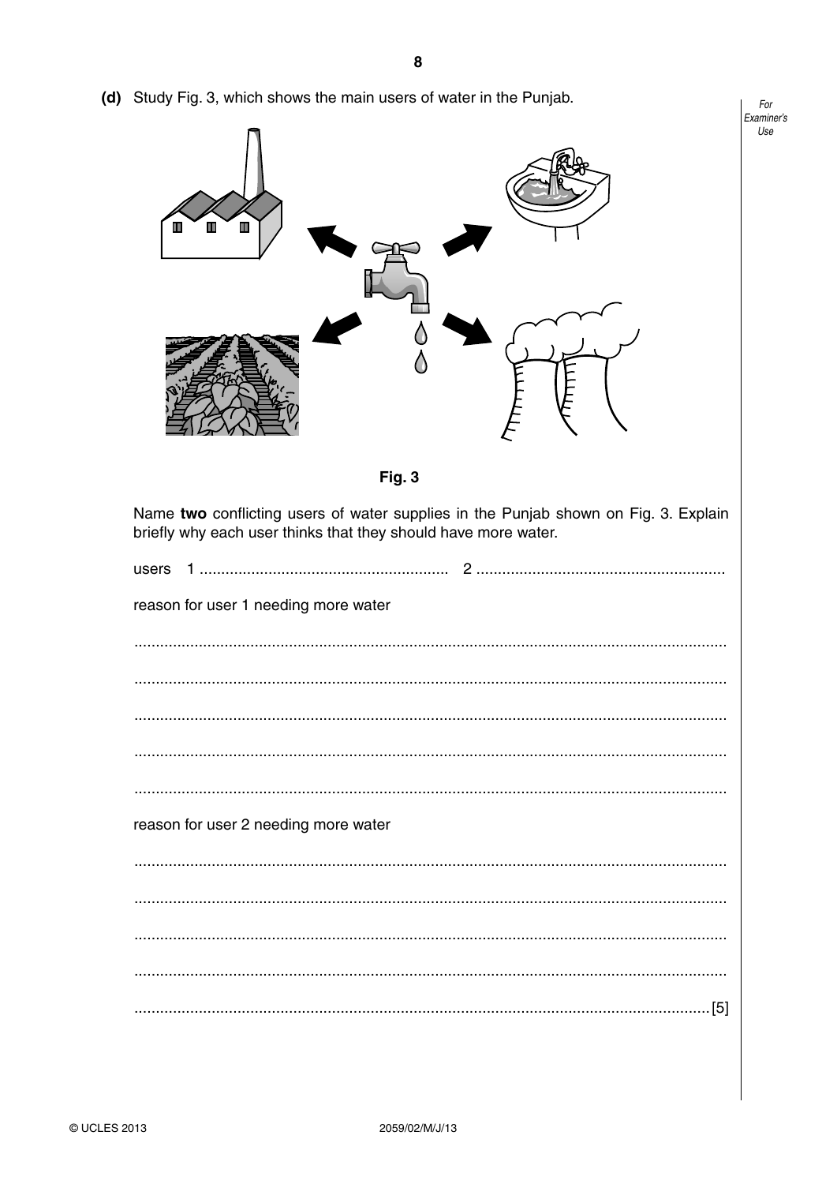(d) Study Fig. 3, which shows the main users of water in the Punjab.

Fig. 3

Name **two** conflicting users of water supplies in the Punjab shown on Fig. 3. Explain briefly why each user thinks that they should have more water.

users 1 .......................................................... 2 ..........................................................

reason for user 1 needing more water

..........................................................................................................................................

..........................................................................................................................................

..........................................................................................................................................

..........................................................................................................................................

..........................................................................................................................................

reason for user 2 needing more water

..........................................................................................................................................

..........................................................................................................................................

..........................................................................................................................................

..........................................................................................................................................

.................................................................................................................................... [5]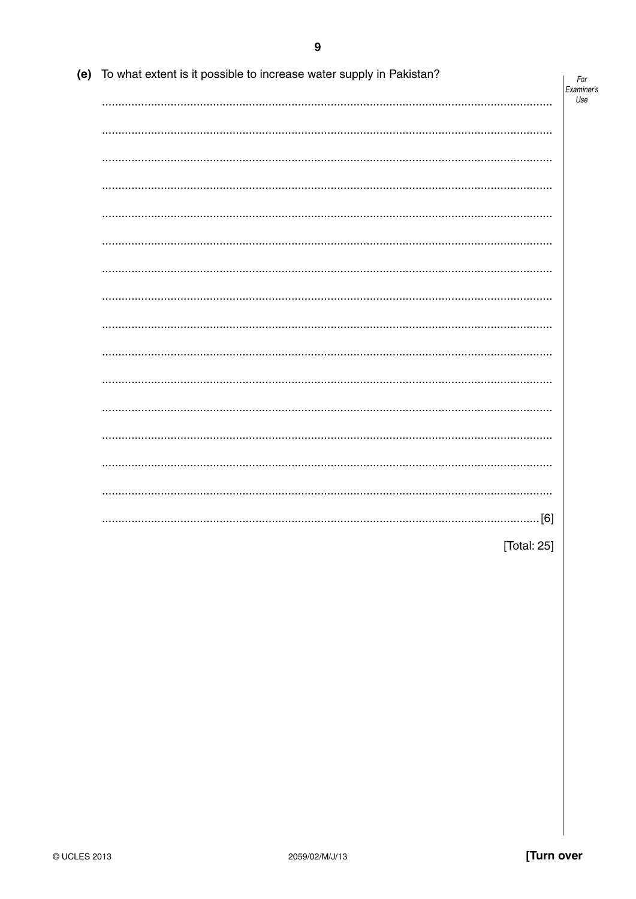(e) To what extent is it possible to increase water supply in Pakistan?

..........................................................................................................................................

..........................................................................................................................................

..........................................................................................................................................

..........................................................................................................................................

..........................................................................................................................................

..........................................................................................................................................

..........................................................................................................................................

..........................................................................................................................................

..........................................................................................................................................

..........................................................................................................................................

..........................................................................................................................................

..........................................................................................................................................

..........................................................................................................................................

..........................................................................................................................................

..........................................................................................................................................

..................................................................................................................................... [6]

[Total: 25]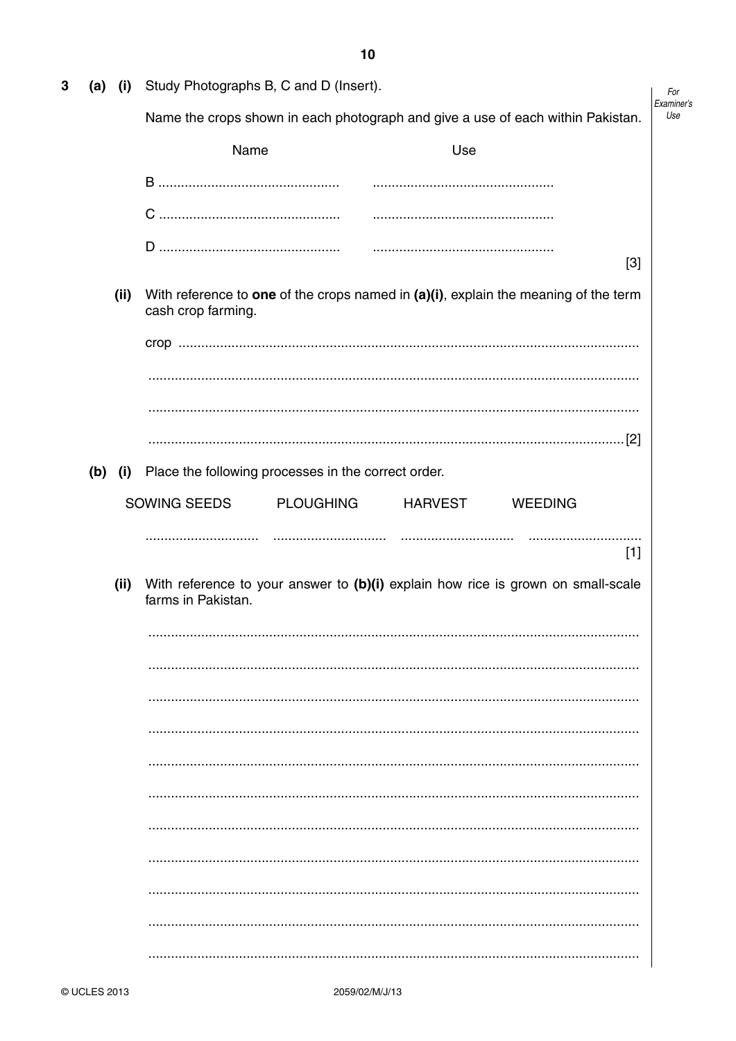**3 (a) (i)** Study Photographs B, C and D (Insert).

Name the crops shown in each photograph and give a use of each within Pakistan.

| Name | Use |
| --- | --- |
| B ................................................ | ................................................ |
| C ................................................ | ................................................ |
| D ................................................ | ................................................ |

[3]

**(ii)** With reference to **one** of the crops named in **(a)(i)**, explain the meaning of the term cash crop farming.

crop ..........................................................................................................................

..........................................................................................................................

..........................................................................................................................

..........................................................................................................................[2]

**(b) (i)** Place the following processes in the correct order.

SOWING SEEDS     PLOUGHING     HARVEST     WEEDING

..............................  ..............................  ..............................  ..............................

[1]

**(ii)** With reference to your answer to **(b)(i)** explain how rice is grown on small-scale farms in Pakistan.

..........................................................................................................................

..........................................................................................................................

..........................................................................................................................

..........................................................................................................................

..........................................................................................................................

..........................................................................................................................

..........................................................................................................................

..........................................................................................................................

..........................................................................................................................

..........................................................................................................................

..........................................................................................................................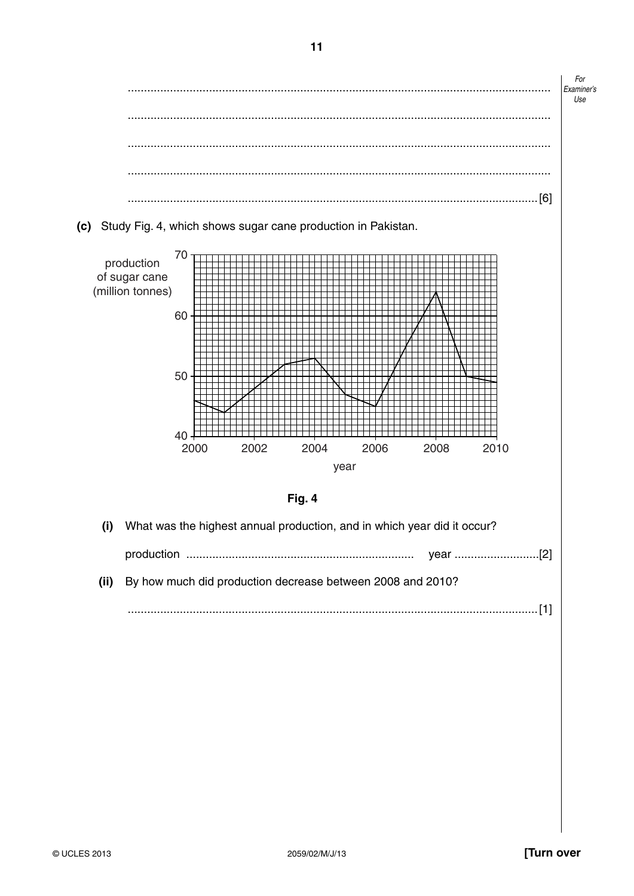..................................................................................................................................

..................................................................................................................................

..................................................................................................................................

..................................................................................................................................

.............................................................................................................................. [6]

**(c)** Study Fig. 4, which shows sugar cane production in Pakistan.

production of sugar cane (million tonnes)

70

60

50

40

2000 2002 2004 2006 2008 2010

year

**Fig. 4**

**(i)** What was the highest annual production, and in which year did it occur?

production ...................................................................... year ..........................[2]

**(ii)** By how much did production decrease between 2008 and 2010?

.............................................................................................................................. [1]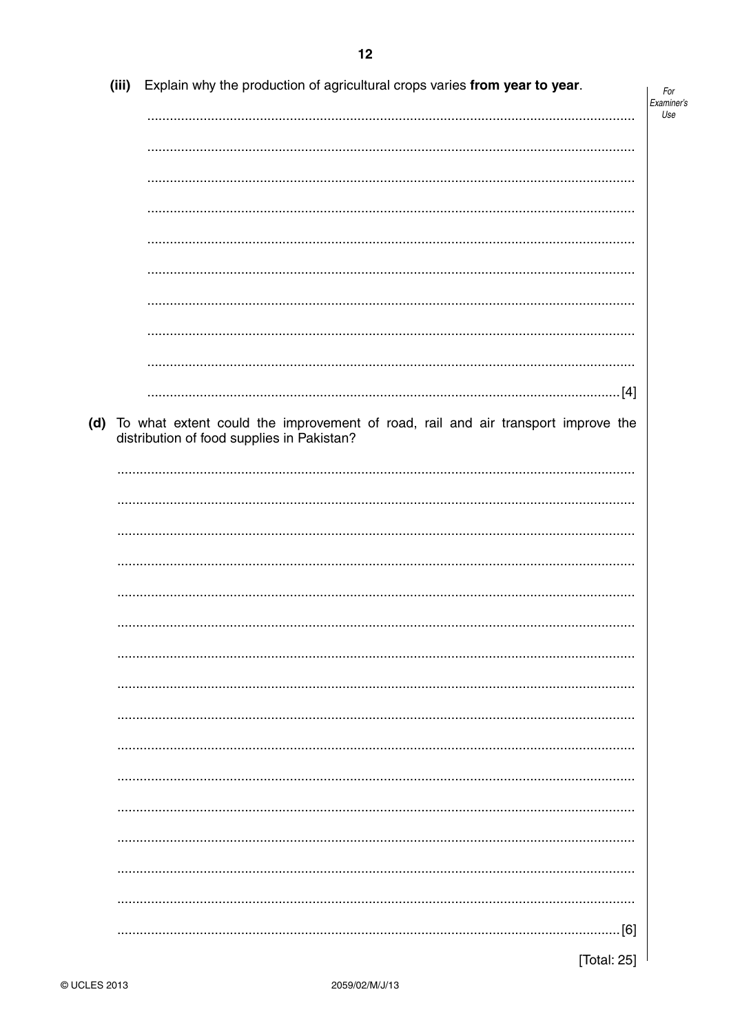(iii) Explain why the production of agricultural crops varies **from year to year**.

[4]

(d) To what extent could the improvement of road, rail and air transport improve the distribution of food supplies in Pakistan?

[6]

[Total: 25]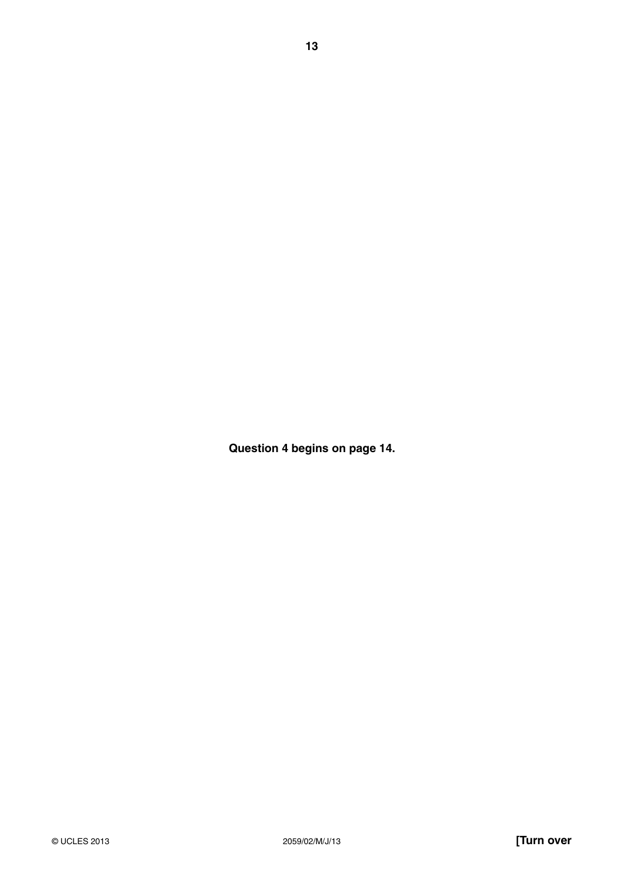**Question 4 begins on page 14.**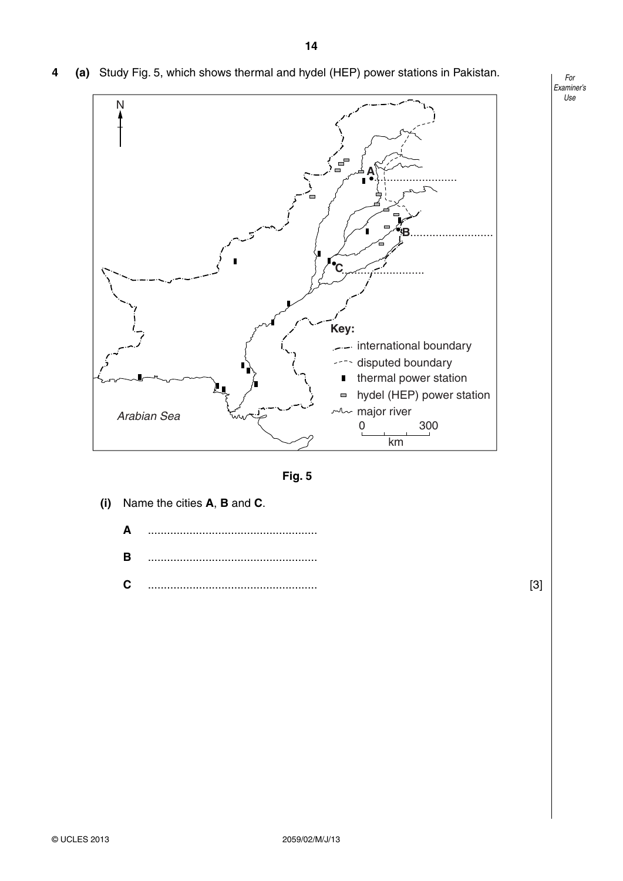**4 (a)** Study Fig. 5, which shows thermal and hydel (HEP) power stations in Pakistan.

N

A ........................

B ........................

C ........................

Key:
international boundary
disputed boundary
thermal power station
hydel (HEP) power station
major river

0 300
km

Arabian Sea

**Fig. 5**

**(i)** Name the cities **A**, **B** and **C**.

**A** ....................................................

**B** ....................................................

**C** .................................................... [3]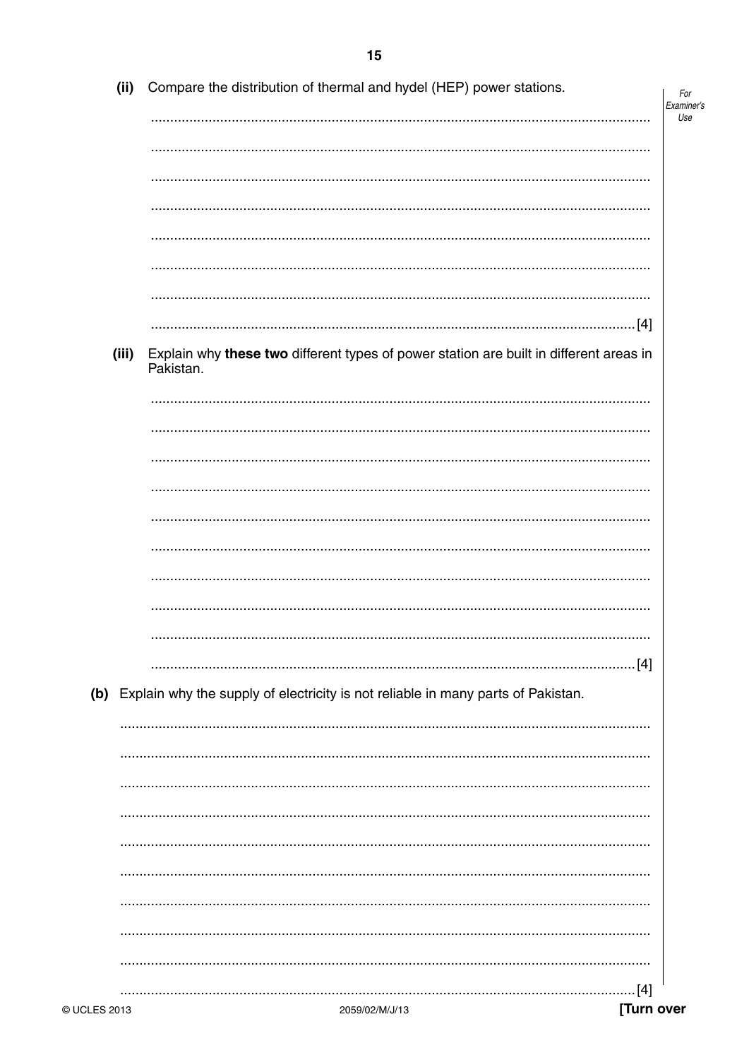(ii) Compare the distribution of thermal and hydel (HEP) power stations.

.......................................................................................................................................

.......................................................................................................................................

.......................................................................................................................................

.......................................................................................................................................

.......................................................................................................................................

.......................................................................................................................................

.......................................................................................................................................

..................................................................................................................................[4]

(iii) Explain why **these two** different types of power station are built in different areas in Pakistan.

.......................................................................................................................................

.......................................................................................................................................

.......................................................................................................................................

.......................................................................................................................................

.......................................................................................................................................

.......................................................................................................................................

.......................................................................................................................................

.......................................................................................................................................

.......................................................................................................................................

..................................................................................................................................[4]

(b) Explain why the supply of electricity is not reliable in many parts of Pakistan.

.......................................................................................................................................

.......................................................................................................................................

.......................................................................................................................................

.......................................................................................................................................

.......................................................................................................................................

.......................................................................................................................................

.......................................................................................................................................

.......................................................................................................................................

.......................................................................................................................................

..................................................................................................................................[4]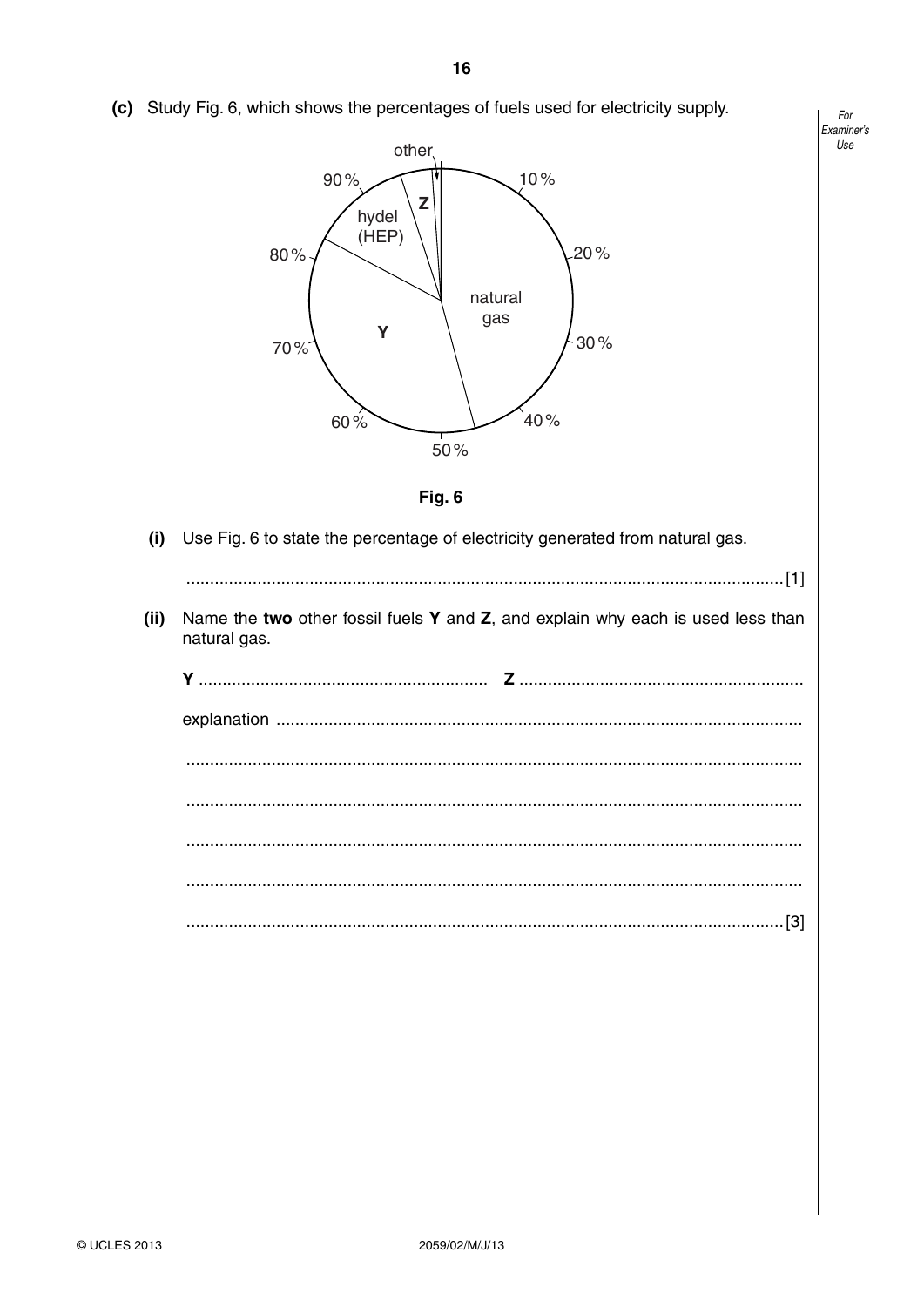**(c)** Study Fig. 6, which shows the percentages of fuels used for electricity supply.

other
90%
10%
Z
hydel (HEP)
80%
20%
natural gas
Y
70%
30%
60%
40%
50%

**Fig. 6**

**(i)** Use Fig. 6 to state the percentage of electricity generated from natural gas.

.................................................................................................................................[1]

**(ii)** Name the **two** other fossil fuels **Y** and **Z**, and explain why each is used less than natural gas.

**Y** ............................................................ **Z** ............................................................

explanation ..............................................................................................................

.................................................................................................................................

.................................................................................................................................

.................................................................................................................................

.................................................................................................................................

.................................................................................................................................[3]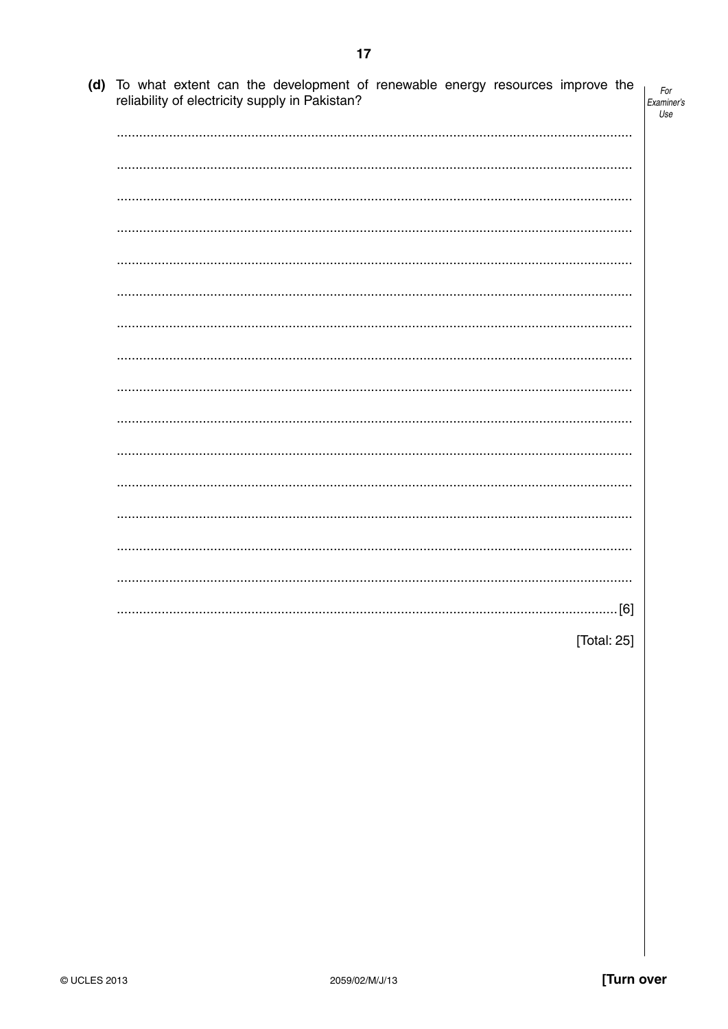(d) To what extent can the development of renewable energy resources improve the reliability of electricity supply in Pakistan?

[6]

[Total: 25]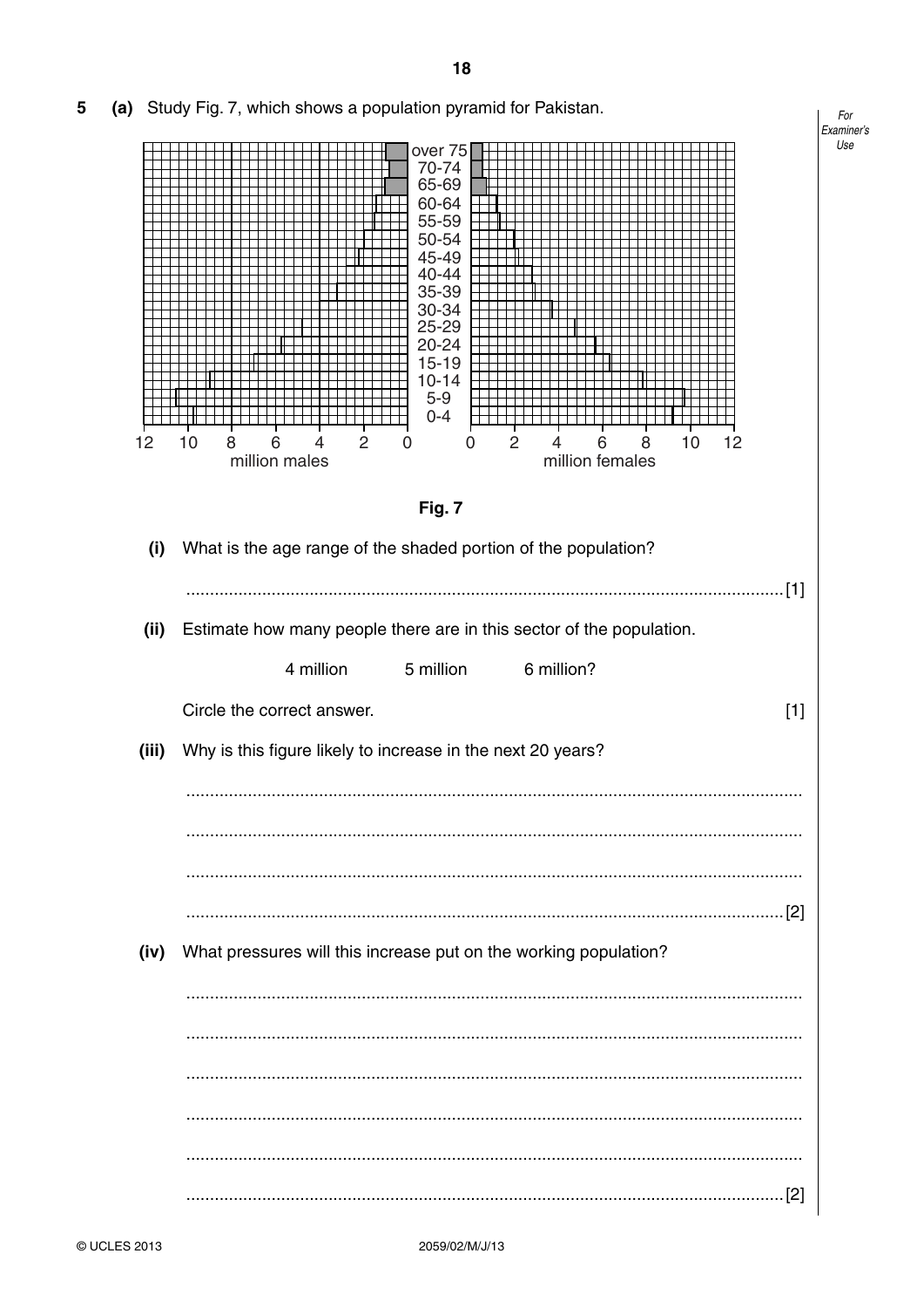**5 (a)** Study Fig. 7, which shows a population pyramid for Pakistan.

over 75
70-74
65-69
60-64
55-59
50-54
45-49
40-44
35-39
30-34
25-29
20-24
15-19
10-14
5-9
0-4

12 10 8 6 4 2 0
million males

0 2 4 6 8 10 12
million females

**Fig. 7**

**(i)** What is the age range of the shaded portion of the population?

.............................................................................................................................[1]

**(ii)** Estimate how many people there are in this sector of the population.

4 million 5 million 6 million?

Circle the correct answer. [1]

**(iii)** Why is this figure likely to increase in the next 20 years?

.............................................................................................................................

.............................................................................................................................

.............................................................................................................................

.............................................................................................................................[2]

**(iv)** What pressures will this increase put on the working population?

.............................................................................................................................

.............................................................................................................................

.............................................................................................................................

.............................................................................................................................

.............................................................................................................................

.............................................................................................................................[2]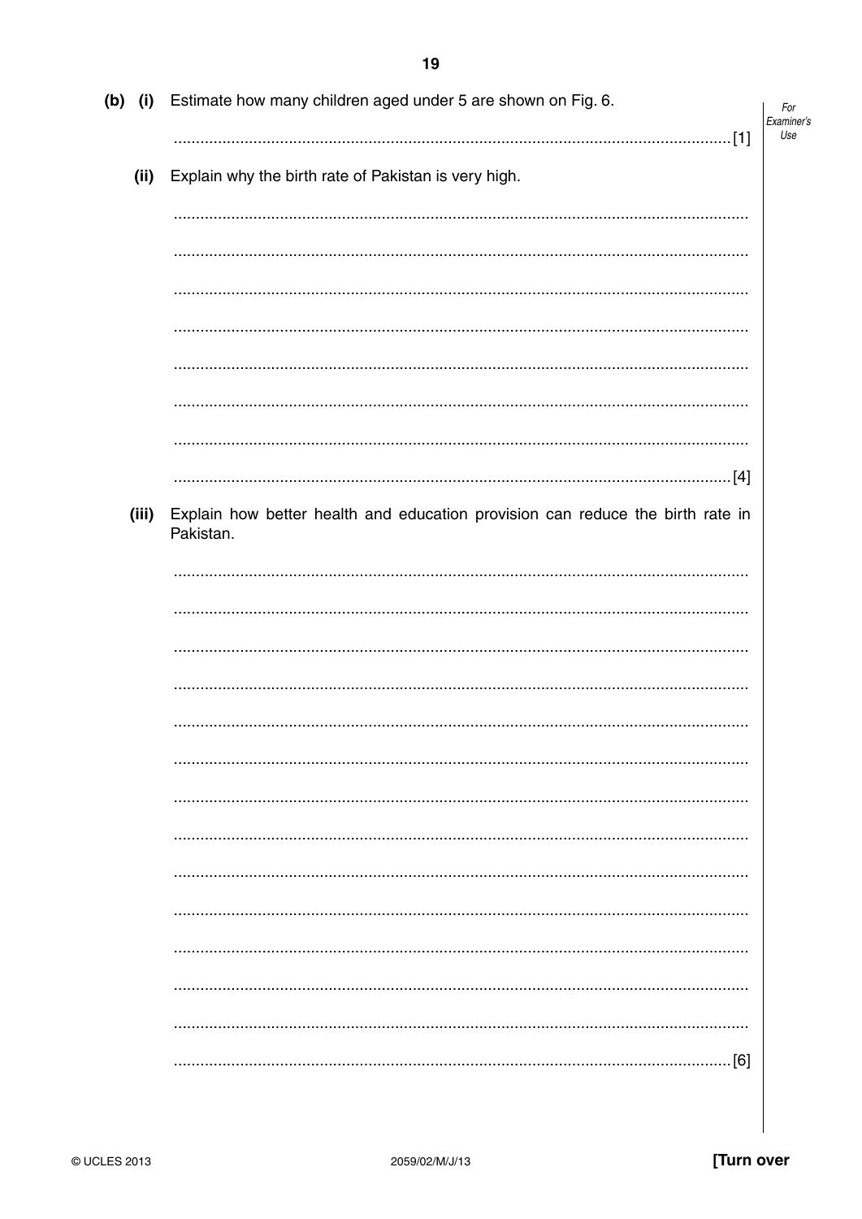(b) (i) Estimate how many children aged under 5 are shown on Fig. 6.

.......................................................................................................................... [1]

(ii) Explain why the birth rate of Pakistan is very high.

..........................................................................................................................

..........................................................................................................................

..........................................................................................................................

..........................................................................................................................

..........................................................................................................................

..........................................................................................................................

..........................................................................................................................

.......................................................................................................................... [4]

(iii) Explain how better health and education provision can reduce the birth rate in Pakistan.

..........................................................................................................................

..........................................................................................................................

..........................................................................................................................

..........................................................................................................................

..........................................................................................................................

..........................................................................................................................

..........................................................................................................................

..........................................................................................................................

..........................................................................................................................

..........................................................................................................................

..........................................................................................................................

..........................................................................................................................

..........................................................................................................................

.......................................................................................................................... [6]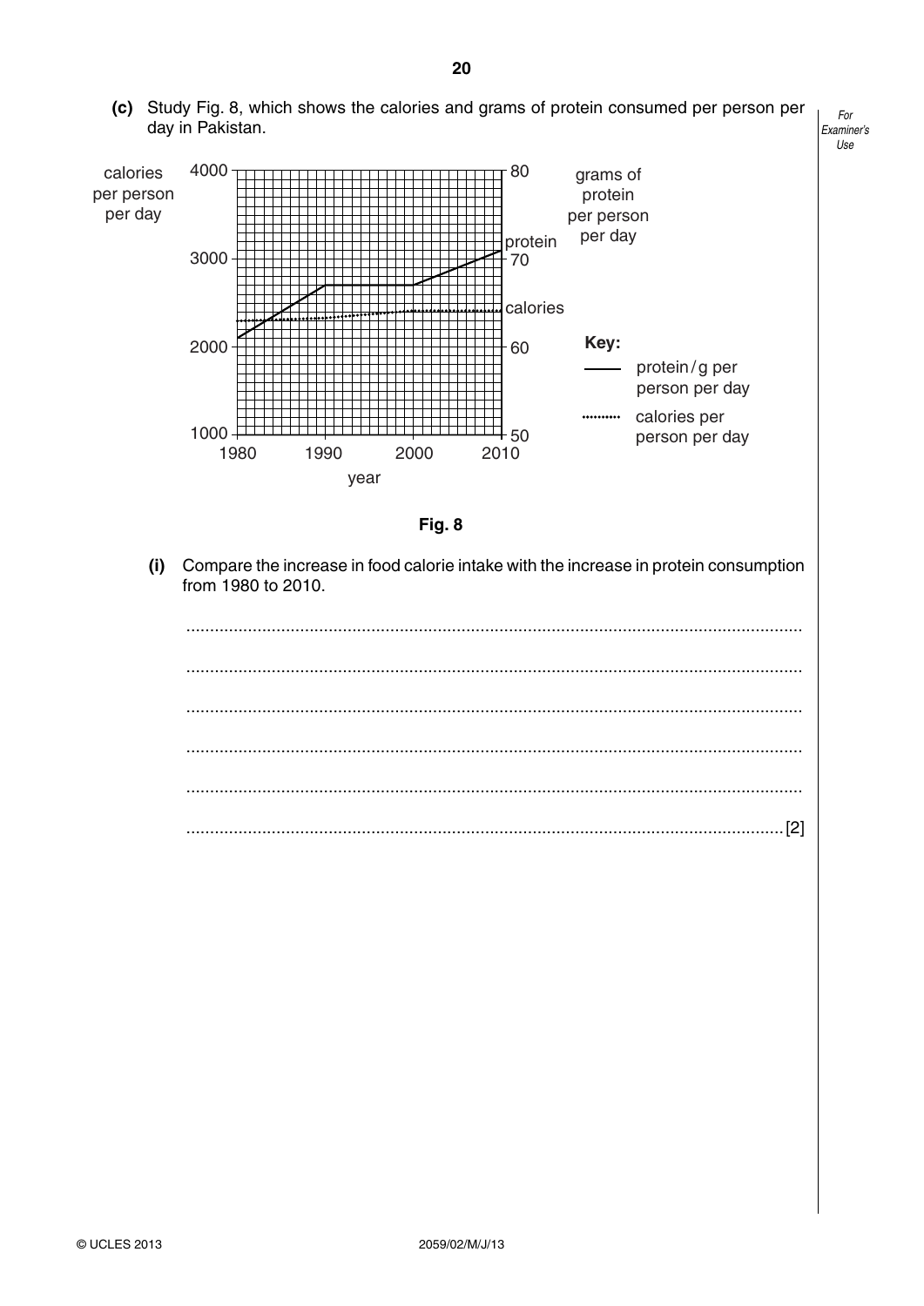**(c)** Study Fig. 8, which shows the calories and grams of protein consumed per person per day in Pakistan.

calories per person per day

4000
3000
2000
1000

grams of protein per person per day

80
70
60
50

protein
calories

1980
1990
2000
2010

year

**Key:**

protein / g per person per day

calories per person per day

**Fig. 8**

**(i)** Compare the increase in food calorie intake with the increase in protein consumption from 1980 to 2010.

..........................................................................................................................................

..........................................................................................................................................

..........................................................................................................................................

..........................................................................................................................................

..........................................................................................................................................

.......................................................................................................................................[2]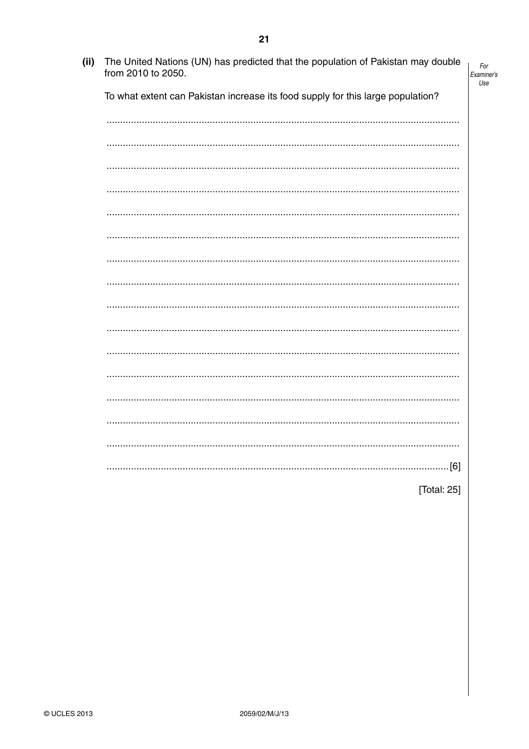(ii) The United Nations (UN) has predicted that the population of Pakistan may double from 2010 to 2050.

To what extent can Pakistan increase its food supply for this large population?

..................................................................................................................................

..................................................................................................................................

..................................................................................................................................

..................................................................................................................................

..................................................................................................................................

..................................................................................................................................

..................................................................................................................................

..................................................................................................................................

..................................................................................................................................

..................................................................................................................................

..................................................................................................................................

..................................................................................................................................

..................................................................................................................................

..................................................................................................................................

..................................................................................................................................

.............................................................................................................................. [6]

[Total: 25]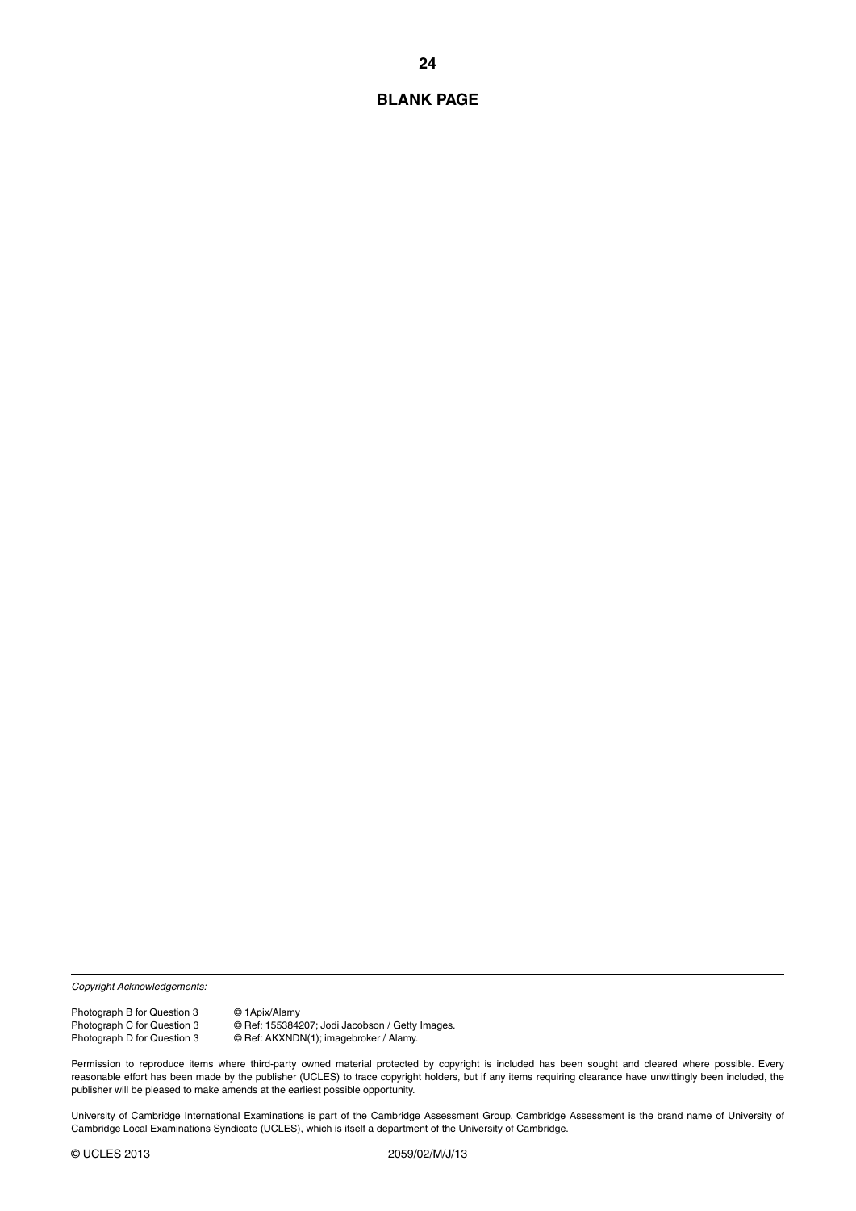**BLANK PAGE**

*Copyright Acknowledgements:*

| | |
|---|---|
| Photograph B for Question 3 | © 1Apix/Alamy |
| Photograph C for Question 3 | © Ref: 155384207; Jodi Jacobson / Getty Images. |
| Photograph D for Question 3 | © Ref: AKXNDN(1); imagebroker / Alamy. |

Permission to reproduce items where third-party owned material protected by copyright is included has been sought and cleared where possible. Every reasonable effort has been made by the publisher (UCLES) to trace copyright holders, but if any items requiring clearance have unwittingly been included, the publisher will be pleased to make amends at the earliest possible opportunity.

University of Cambridge International Examinations is part of the Cambridge Assessment Group. Cambridge Assessment is the brand name of University of Cambridge Local Examinations Syndicate (UCLES), which is itself a department of the University of Cambridge.

© UCLES 2013 2059/02/M/J/13